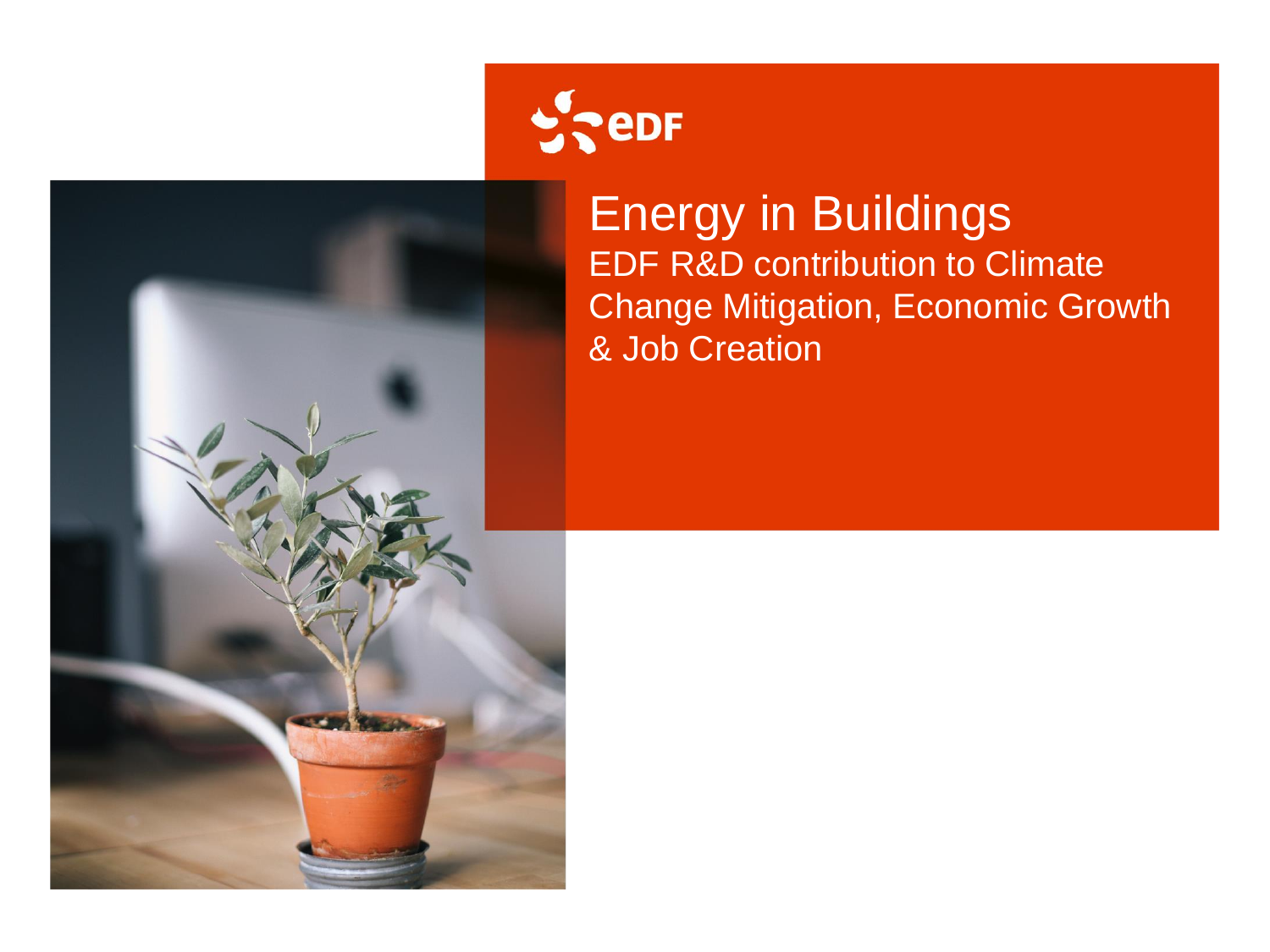EDF

# Energy in Buildings

EDF R&D contribution to Climate Change Mitigation, Economic Growth & Job Creation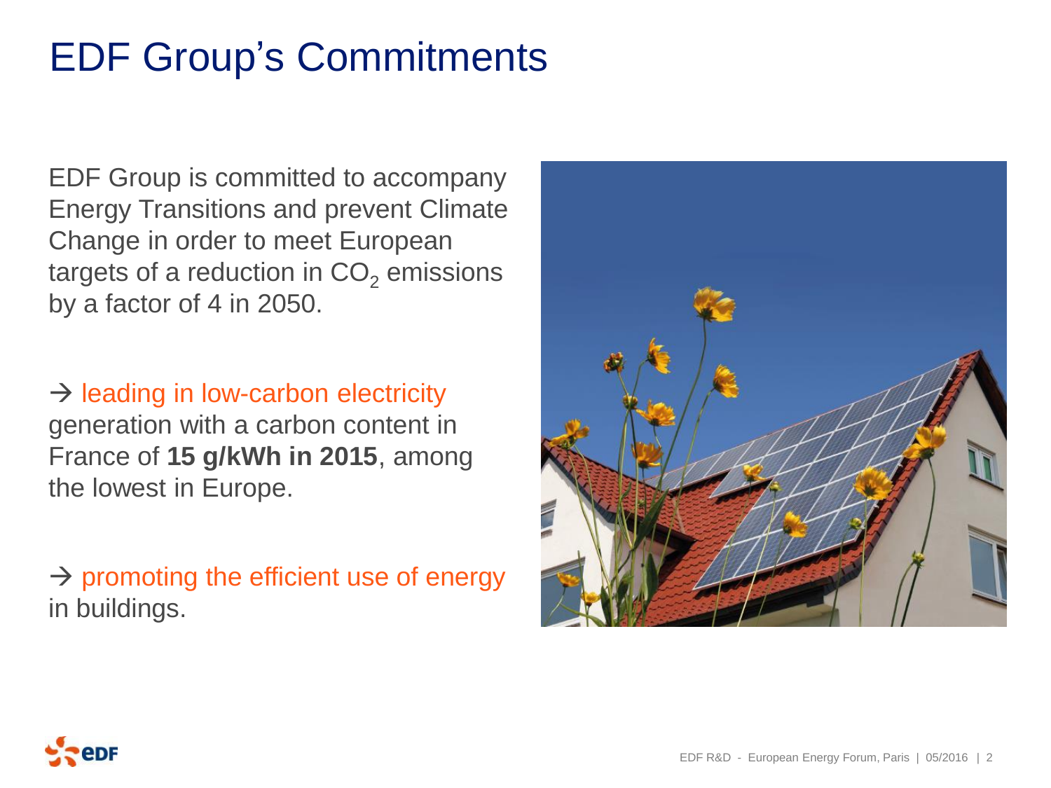# EDF Group's Commitments

EDF Group is committed to accompany Energy Transitions and prevent Climate Change in order to meet European targets of a reduction in $CO_2$ emissions by a factor of 4 in 2050.

→ leading in low-carbon electricity generation with a carbon content in France of **15 g/kWh in 2015**, among the lowest in Europe.

→ promoting the efficient use of energy in buildings.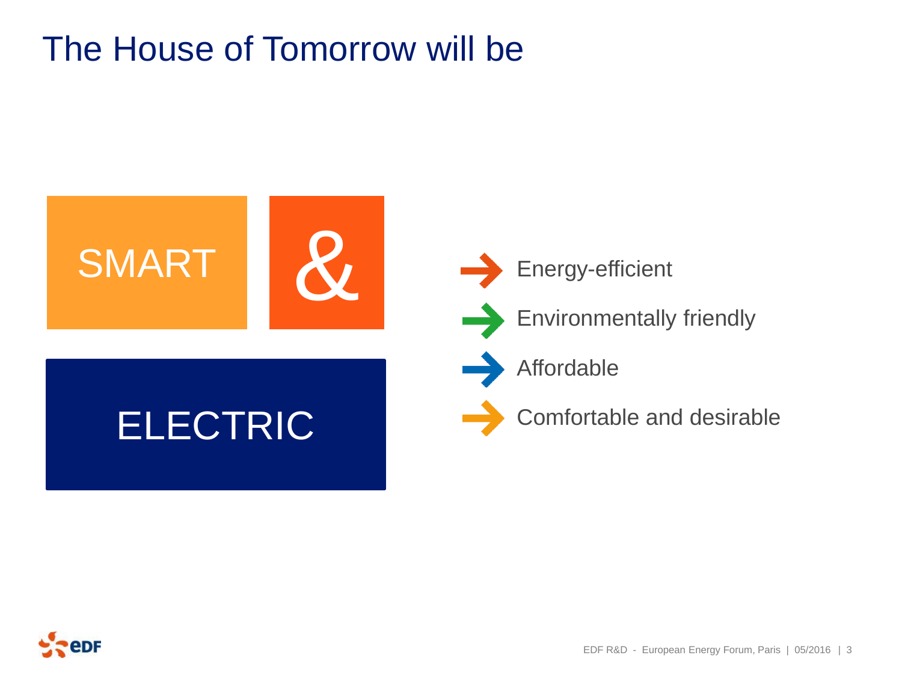# The House of Tomorrow will be

SMART

&

ELECTRIC

- Energy-efficient
- Environmentally friendly
- Affordable
- Comfortable and desirable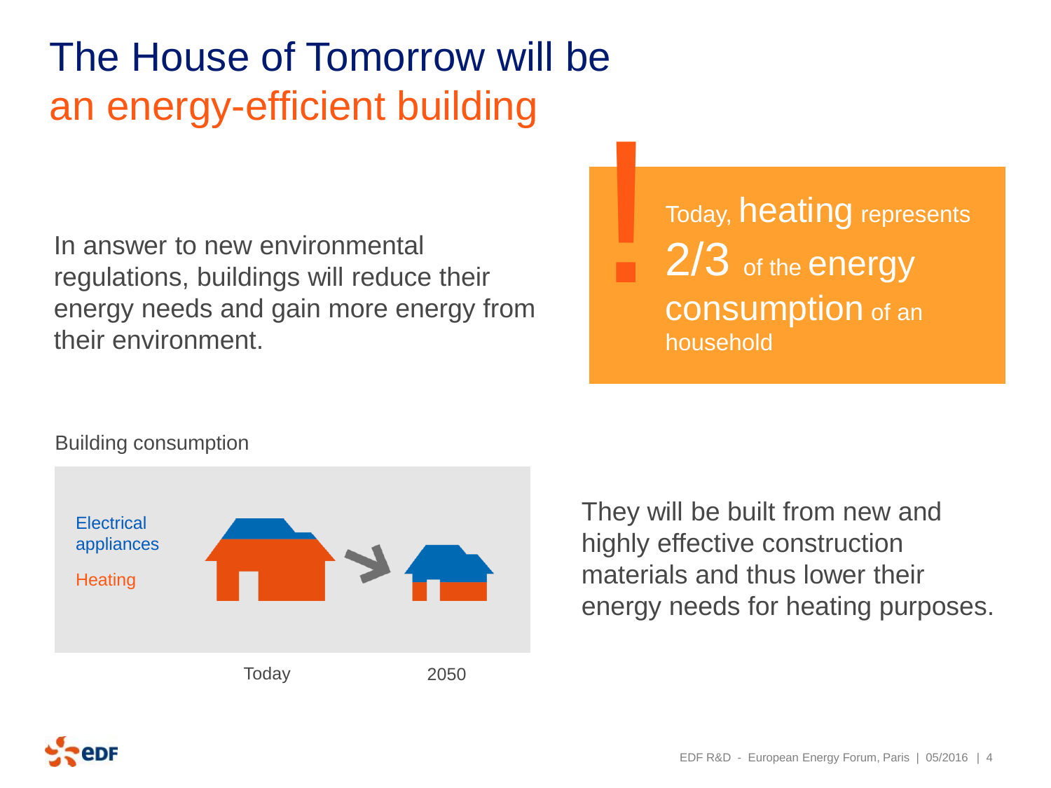# The House of Tomorrow will be an energy-efficient building

In answer to new environmental regulations, buildings will reduce their energy needs and gain more energy from their environment.

! Today, heating represents 2/3 of the energy consumption of an household

Building consumption

Electrical appliances

Heating

Today

2050

They will be built from new and highly effective construction materials and thus lower their energy needs for heating purposes.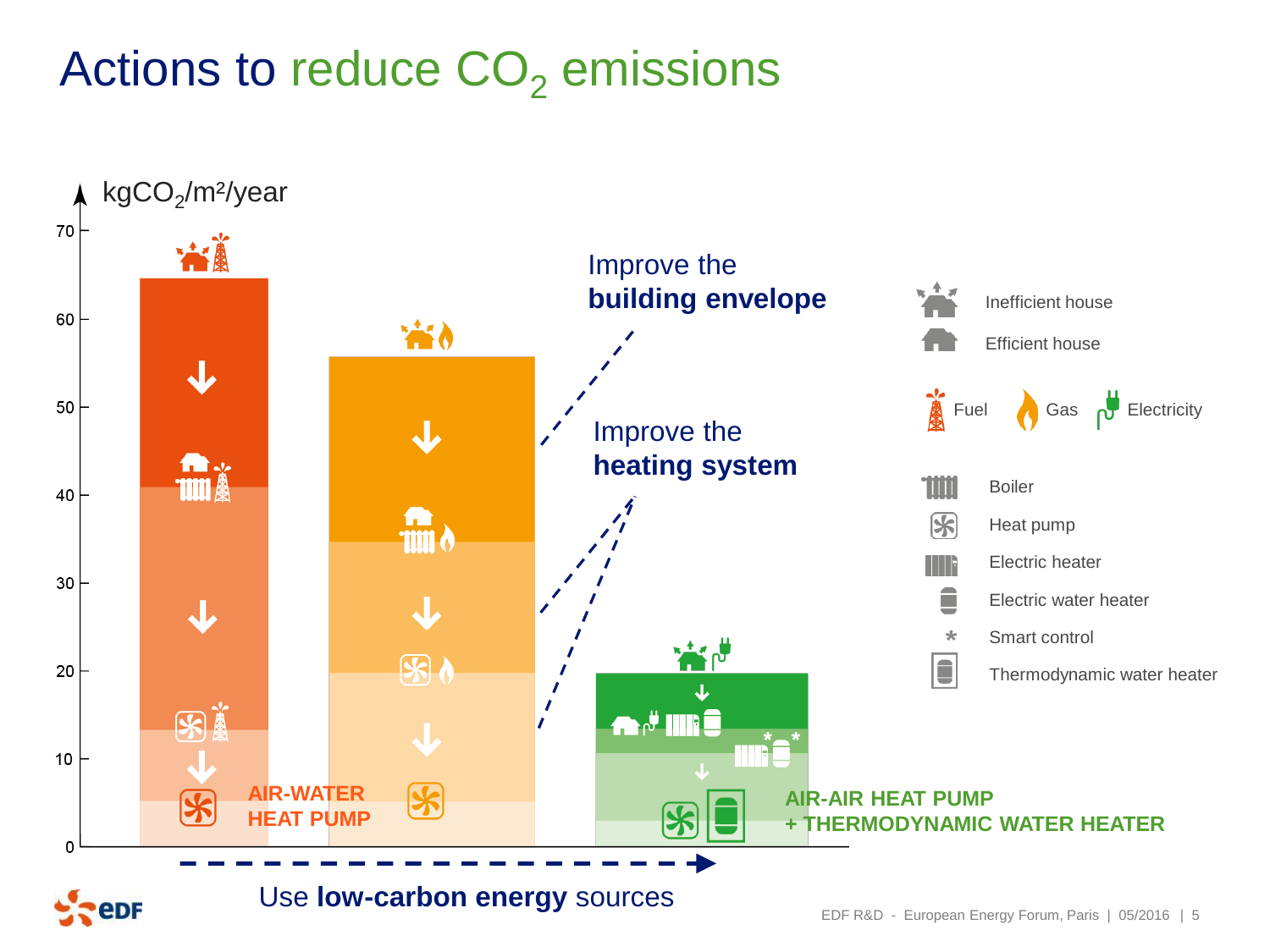# Actions to reduce $CO_2$ emissions

$kgCO_2/m^2/year$

70

60

50

40

30

20

10

0

Improve the **building envelope**

Improve the **heating system**

AIR-WATER HEAT PUMP

AIR-AIR HEAT PUMP + THERMODYNAMIC WATER HEATER

Use **low-carbon energy** sources

Inefficient house

Efficient house

Fuel

Gas

Electricity

Boiler

Heat pump

Electric heater

Electric water heater

Smart control

Thermodynamic water heater

EDF R&D - European Energy Forum, Paris | 05/2016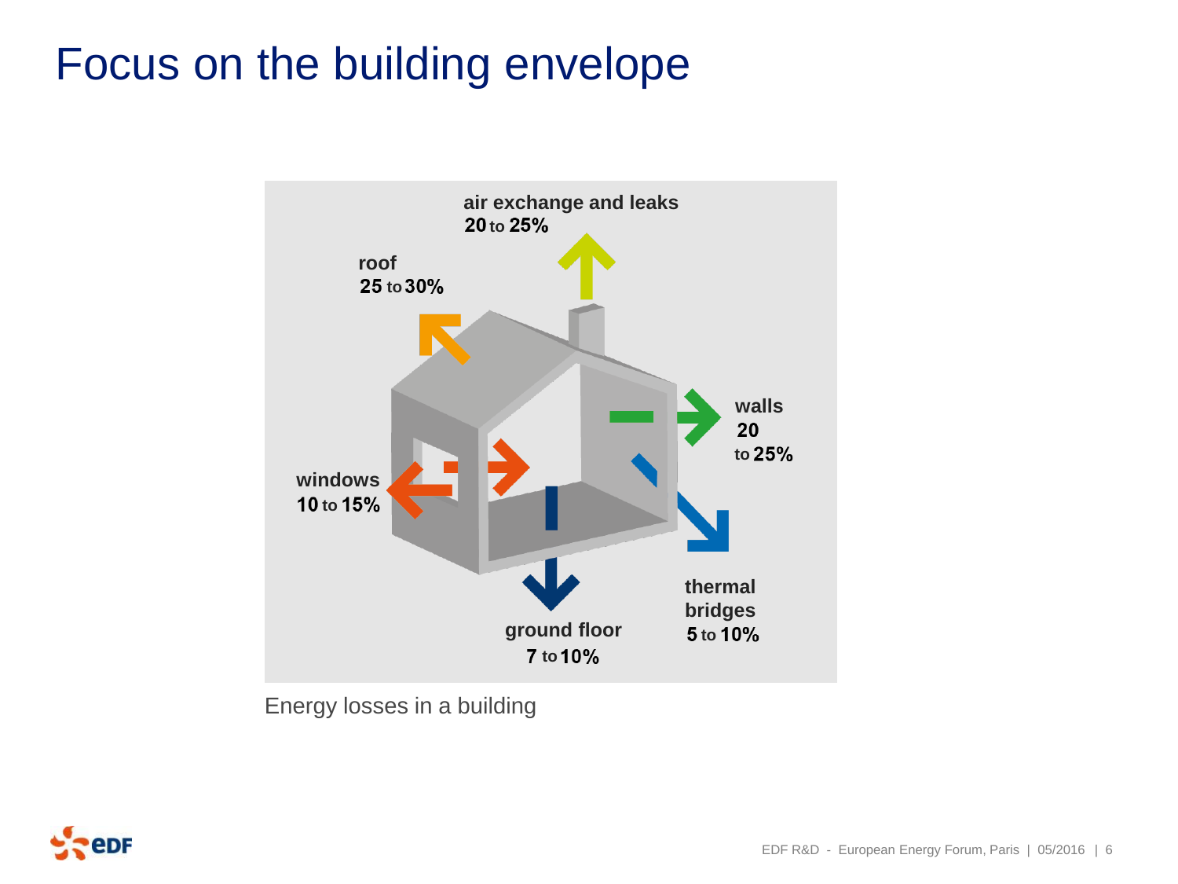# Focus on the building envelope

air exchange and leaks
20 to 25%

roof
25 to 30%

walls
20
to 25%

windows
10 to 15%

thermal
bridges
5 to 10%

ground floor
7 to 10%

Energy losses in a building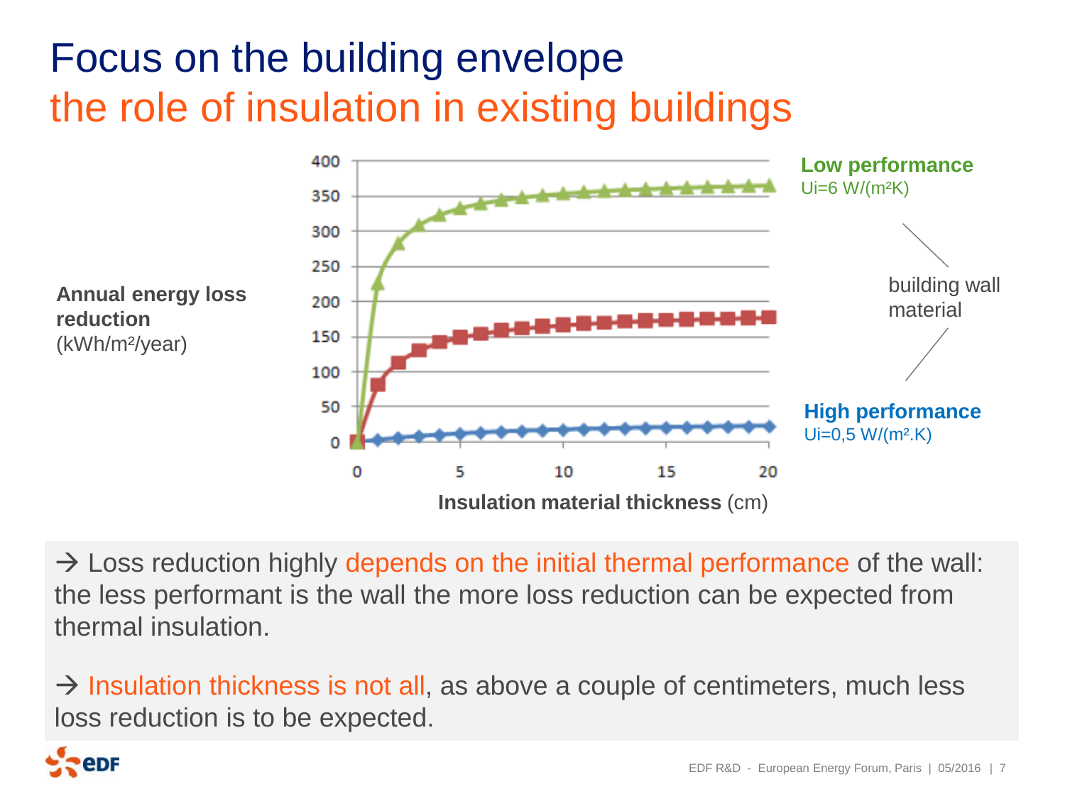# Focus on the building envelope

## the role of insulation in existing buildings

**Annual energy loss reduction** (kWh/m²/year)

400
350
300
250
200
150
100
50
0

0
5
10
15
20

**Insulation material thickness** (cm)

**Low performance**
Ui=6 W/(m²K)

building wall material

**High performance**
Ui=0,5 W/(m².K)

→ Loss reduction highly depends on the initial thermal performance of the wall: the less performant is the wall the more loss reduction can be expected from thermal insulation.

→ Insulation thickness is not all, as above a couple of centimeters, much less loss reduction is to be expected.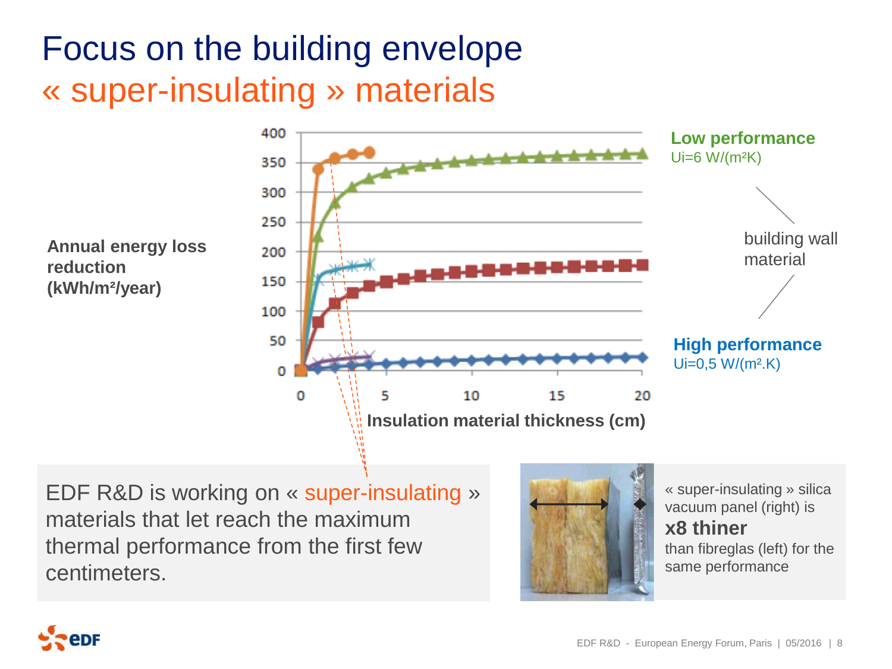# Focus on the building envelope

## « super-insulating » materials

Annual energy loss reduction (kWh/m²/year)

400
350
300
250
200
150
100
50
0

0
5
10
15
20

Insulation material thickness (cm)

**Low performance**
Ui=6 W/(m²K)

building wall material

**High performance**
Ui=0,5 W/(m².K)

EDF R&D is working on « super-insulating » materials that let reach the maximum thermal performance from the first few centimeters.

« super-insulating » silica vacuum panel (right) is **x8 thiner** than fibreglas (left) for the same performance

EDF R&D - European Energy Forum, Paris | 05/2016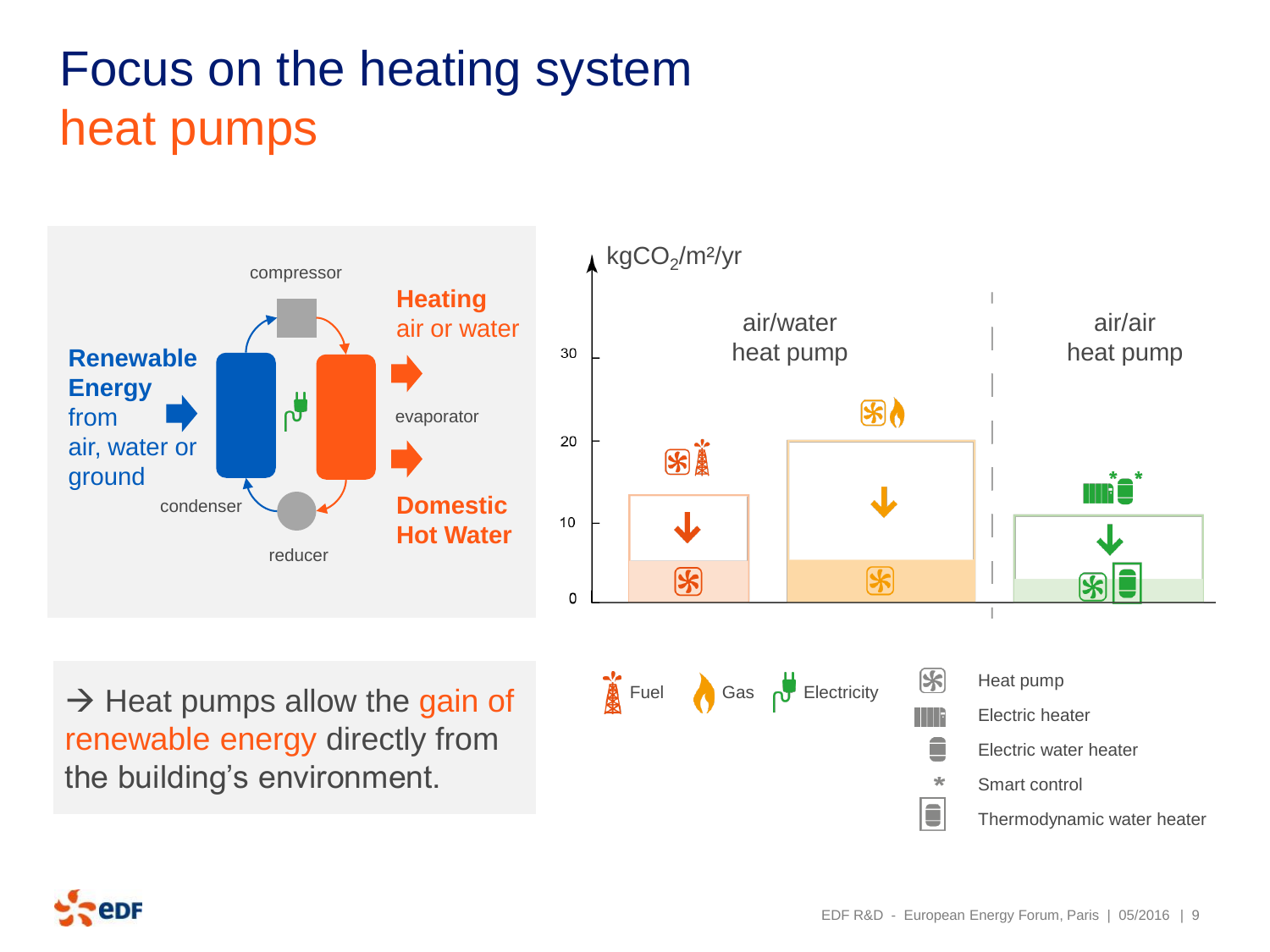# Focus on the heating system

## heat pumps

compressor

**Renewable Energy** from air, water or ground

**Heating** air or water

evaporator

condenser

reducer

**Domestic Hot Water**

→ Heat pumps allow the gain of renewable energy directly from the building's environment.

$kgCO_2/m^2/yr$

30

20

10

0

air/water heat pump

air/air heat pump

Fuel

Gas

Electricity

Heat pump

Electric heater

Electric water heater

Smart control

Thermodynamic water heater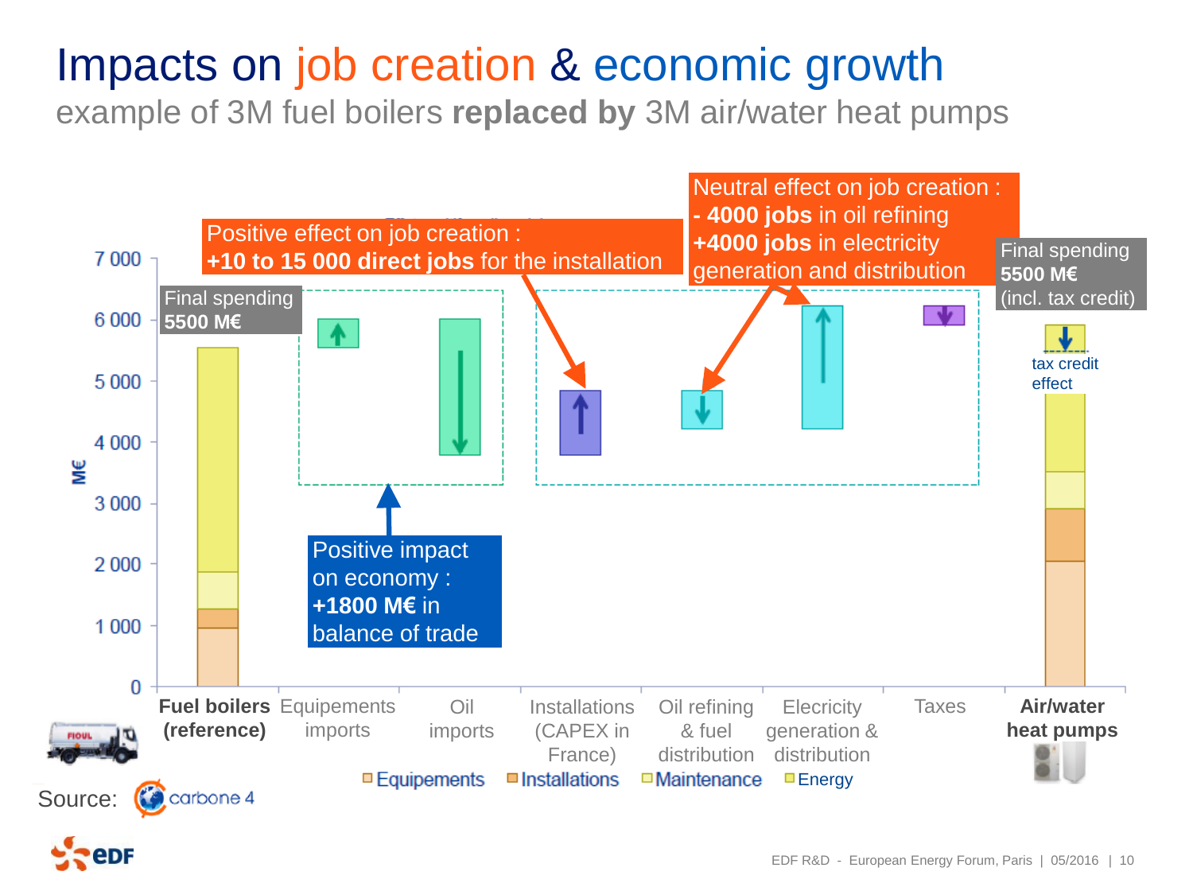# Impacts on job creation & economic growth

example of 3M fuel boilers **replaced by** 3M air/water heat pumps

Positive effect on job creation :
**+10 to 15 000 direct jobs** for the installation

Neutral effect on job creation :
**- 4000 jobs** in oil refining
**+4000 jobs** in electricity generation and distribution

Final spending
**5500 M€**

Final spending
**5500 M€**
(incl. tax credit)

tax credit effect

Positive impact on economy :
**+1800 M€** in balance of trade

M€

7 000
6 000
5 000
4 000
3 000
2 000
1 000
0

**Fuel boilers (reference)**
Equipements imports
Oil imports
Installations (CAPEX in France)
Oil refining & fuel distribution
Elecricity generation & distribution
Taxes
**Air/water heat pumps**

Equipements
Installations
Maintenance
Energy

Source: carbone 4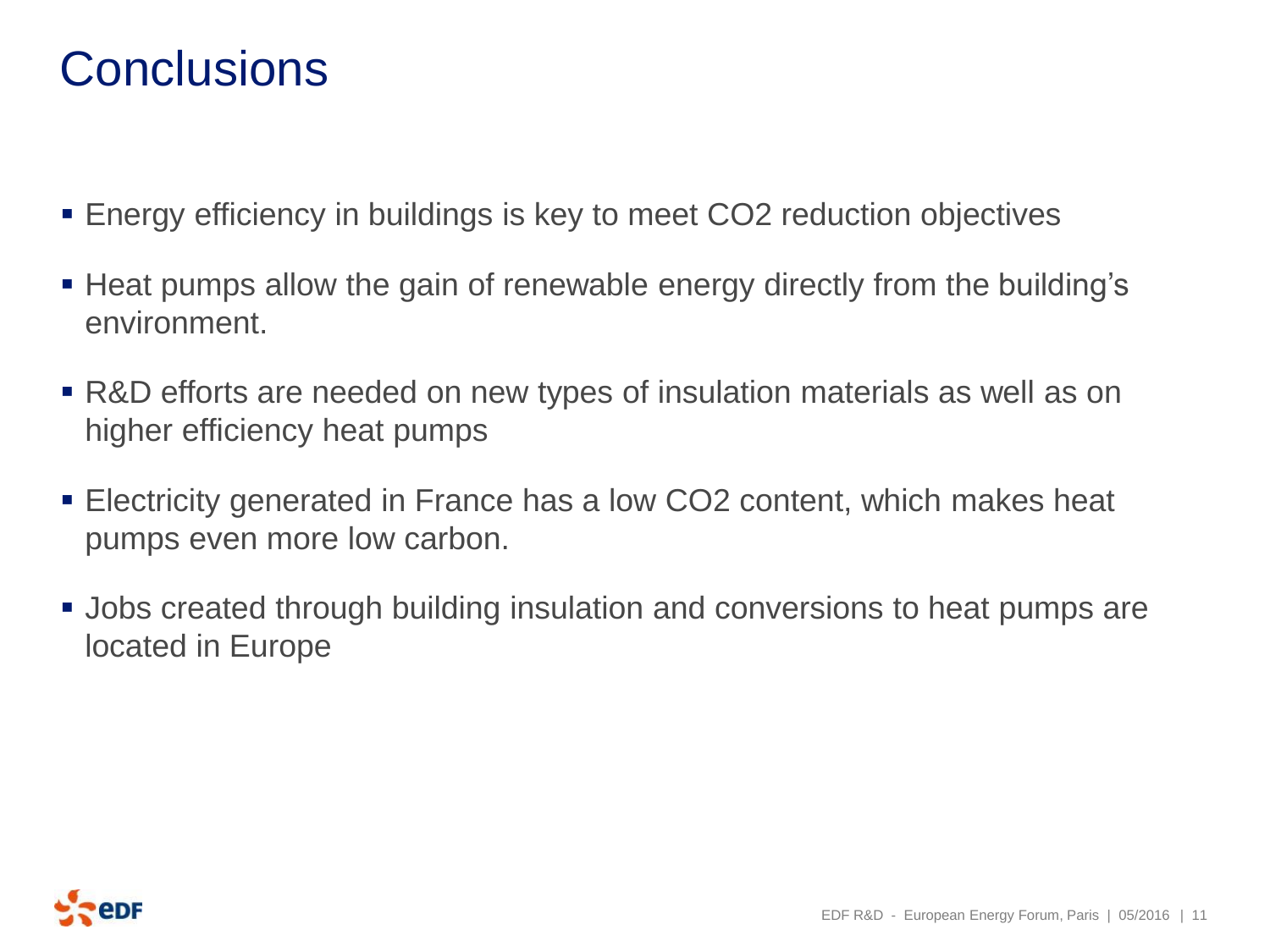# Conclusions

- Energy efficiency in buildings is key to meet $CO_2$ reduction objectives
- Heat pumps allow the gain of renewable energy directly from the building's environment.
- R&D efforts are needed on new types of insulation materials as well as on higher efficiency heat pumps
- Electricity generated in France has a low $CO_2$ content, which makes heat pumps even more low carbon.
- Jobs created through building insulation and conversions to heat pumps are located in Europe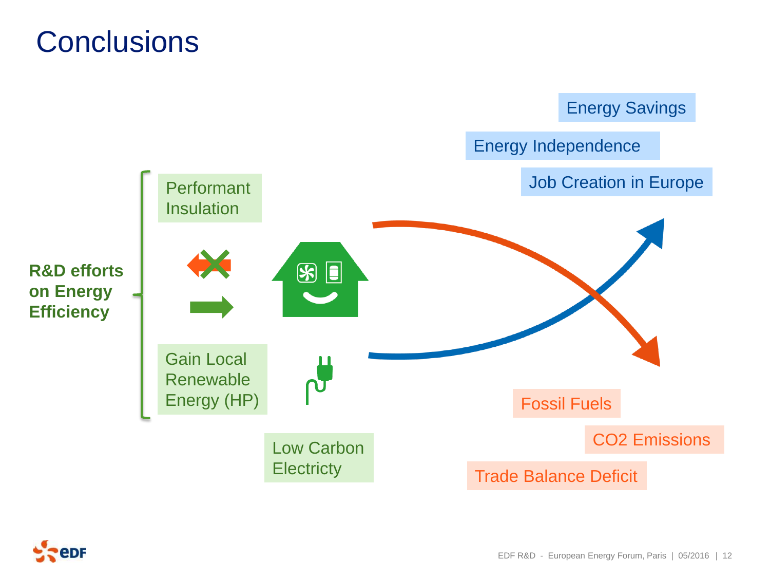# Conclusions

**R&D efforts on Energy Efficiency**

Performant Insulation

Gain Local Renewable Energy (HP)

Low Carbon Electricty

Energy Savings

Energy Independence

Job Creation in Europe

Fossil Fuels

CO2 Emissions

Trade Balance Deficit